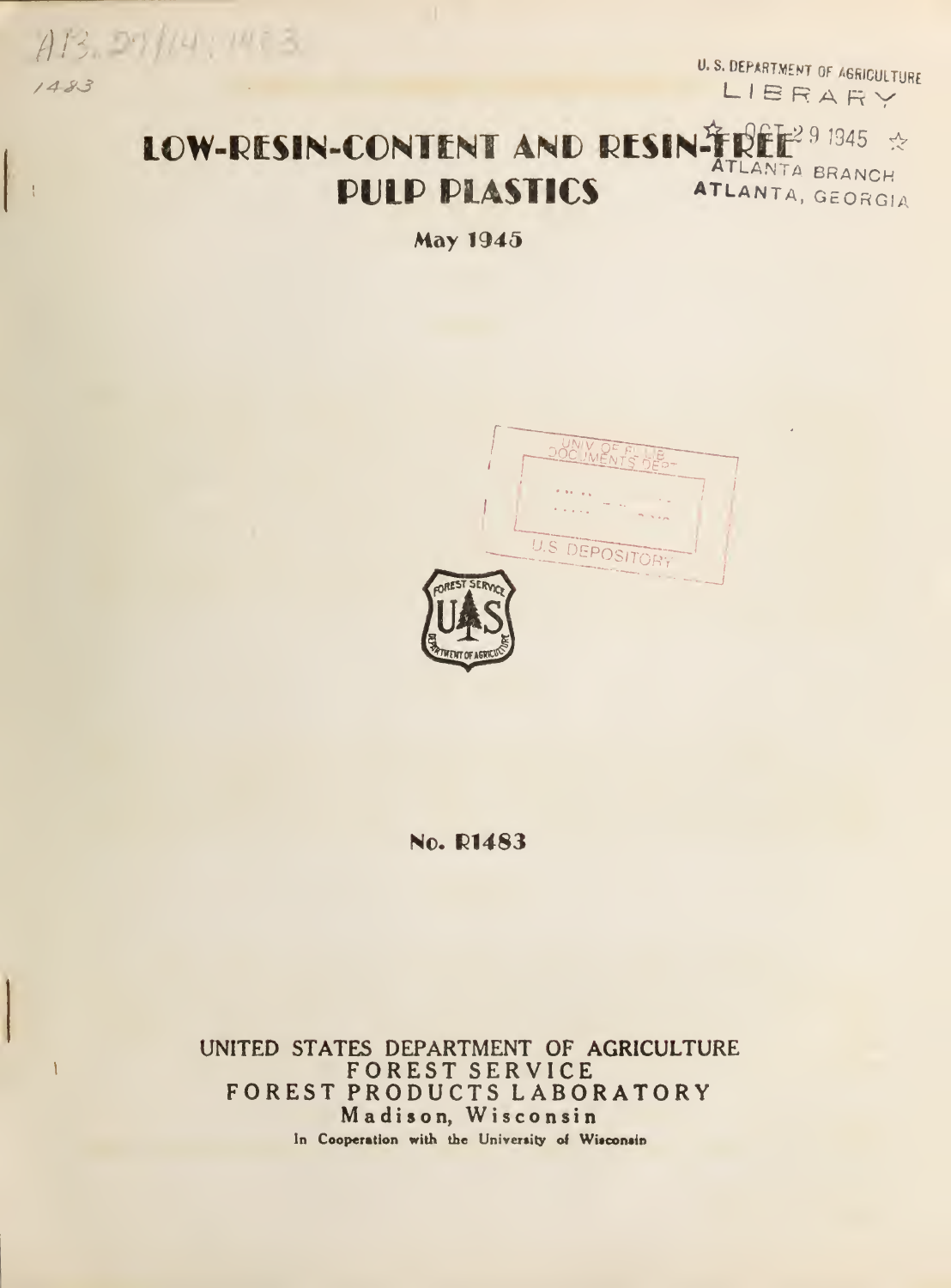A13.27/14:1483

1483

U. S. DEPARTMENT OF AGRICULTURE
LIBRARY

# LOW-RESIN-CONTENT AND RESIN-FREE PULP PLASTICS

OCT 29 1945
ATLANTA BRANCH
ATLANTA, GEORGIA

May 1945

UNIV. OF FL. LIB.
DOCUMENTS DEPT.

U.S. DEPOSITORY

No. R1483

UNITED STATES DEPARTMENT OF AGRICULTURE
FOREST SERVICE
FOREST PRODUCTS LABORATORY
Madison, Wisconsin
In Cooperation with the University of Wisconsin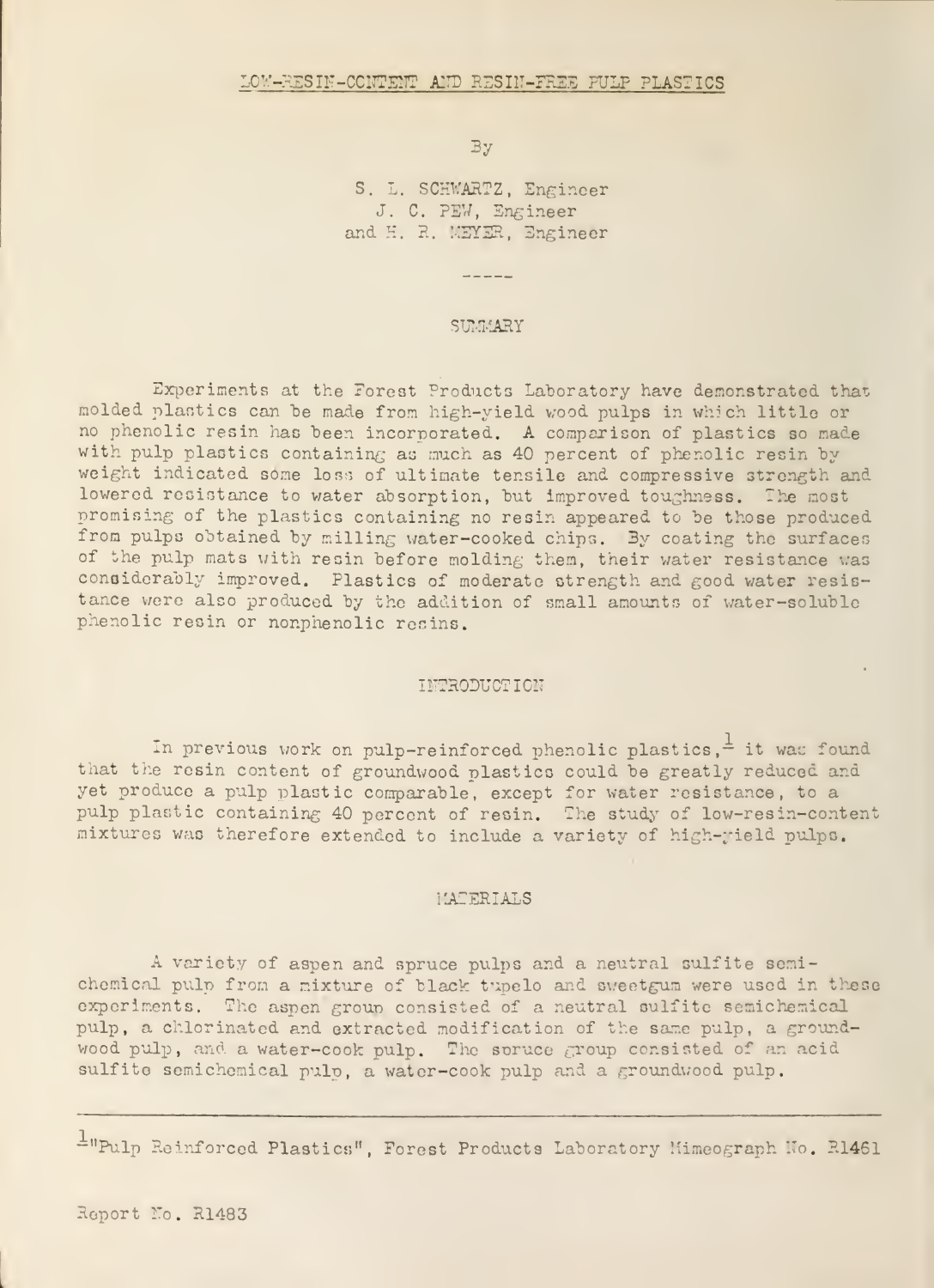# LOW-RESIN-CONTENT AND RESIN-FREE PULP PLASTICS

By

S. L. SCHWARTZ, Engineer
J. C. PEW, Engineer
and H. R. MEYER, Engineer

-----

## SUMMARY

Experiments at the Forest Products Laboratory have demonstrated that molded plastics can be made from high-yield wood pulps in which little or no phenolic resin has been incorporated. A comparison of plastics so made with pulp plastics containing as much as 40 percent of phenolic resin by weight indicated some loss of ultimate tensile and compressive strength and lowered resistance to water absorption, but improved toughness. The most promising of the plastics containing no resin appeared to be those produced from pulps obtained by milling water-cooked chips. By coating the surfaces of the pulp mats with resin before molding them, their water resistance was considerably improved. Plastics of moderate strength and good water resistance were also produced by the addition of small amounts of water-soluble phenolic resin or nonphenolic resins.

## INTRODUCTION

In previous work on pulp-reinforced phenolic plastics,[1] it was found that the resin content of groundwood plastics could be greatly reduced and yet produce a pulp plastic comparable, except for water resistance, to a pulp plastic containing 40 percent of resin. The study of low-resin-content mixtures was therefore extended to include a variety of high-yield pulps.

## MATERIALS

A variety of aspen and spruce pulps and a neutral sulfite semichemical pulp from a mixture of black tupelo and sweetgum were used in these experiments. The aspen group consisted of a neutral sulfite semichemical pulp, a chlorinated and extracted modification of the same pulp, a groundwood pulp, and a water-cook pulp. The spruce group consisted of an acid sulfite semichemical pulp, a water-cook pulp and a groundwood pulp.

---

[1] "Pulp Reinforced Plastics", Forest Products Laboratory Mimeograph No. R1461

Report No. R1483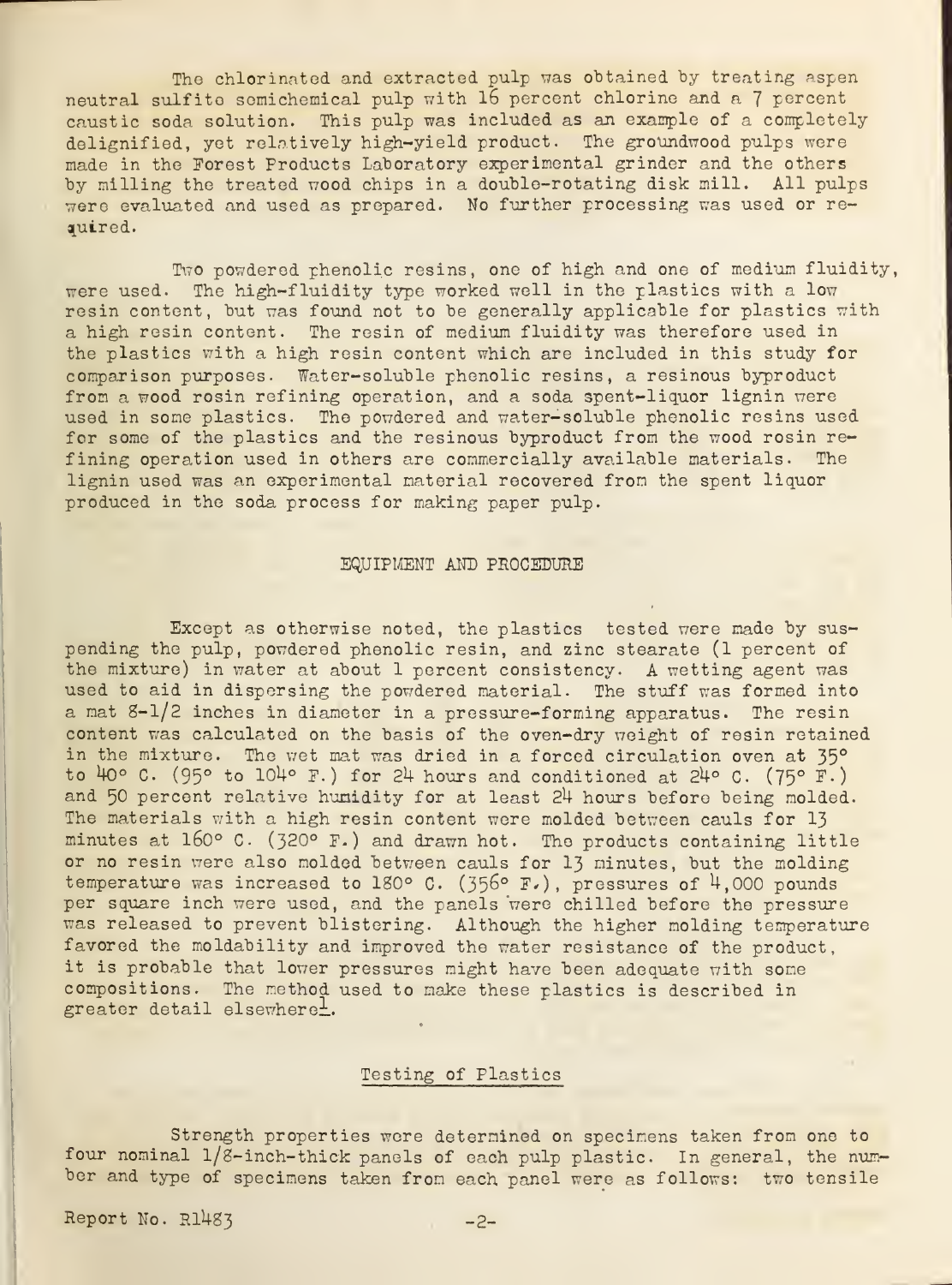The chlorinated and extracted pulp was obtained by treating aspen neutral sulfite semichemical pulp with 16 percent chlorine and a 7 percent caustic soda solution. This pulp was included as an example of a completely delignified, yet relatively high-yield product. The groundwood pulps were made in the Forest Products Laboratory experimental grinder and the others by milling the treated wood chips in a double-rotating disk mill. All pulps were evaluated and used as prepared. No further processing was used or required.

Two powdered phenolic resins, one of high and one of medium fluidity, were used. The high-fluidity type worked well in the plastics with a low resin content, but was found not to be generally applicable for plastics with a high resin content. The resin of medium fluidity was therefore used in the plastics with a high resin content which are included in this study for comparison purposes. Water-soluble phenolic resins, a resinous byproduct from a wood rosin refining operation, and a soda spent-liquor lignin were used in some plastics. The powdered and water-soluble phenolic resins used for some of the plastics and the resinous byproduct from the wood rosin refining operation used in others are commercially available materials. The lignin used was an experimental material recovered from the spent liquor produced in the soda process for making paper pulp.

## EQUIPMENT AND PROCEDURE

Except as otherwise noted, the plastics tested were made by suspending the pulp, powdered phenolic resin, and zinc stearate (1 percent of the mixture) in water at about 1 percent consistency. A wetting agent was used to aid in dispersing the powdered material. The stuff was formed into a mat 8-1/2 inches in diameter in a pressure-forming apparatus. The resin content was calculated on the basis of the oven-dry weight of resin retained in the mixture. The wet mat was dried in a forced circulation oven at 35° to 40° C. (95° to 104° F.) for 24 hours and conditioned at 24° C. (75° F.) and 50 percent relative humidity for at least 24 hours before being molded. The materials with a high resin content were molded between cauls for 13 minutes at 160° C. (320° F.) and drawn hot. The products containing little or no resin were also molded between cauls for 13 minutes, but the molding temperature was increased to 180° C. (356° F.), pressures of 4,000 pounds per square inch were used, and the panels were chilled before the pressure was released to prevent blistering. Although the higher molding temperature favored the moldability and improved the water resistance of the product, it is probable that lower pressures might have been adequate with some compositions. The method used to make these plastics is described in greater detail elsewhere[1].

### Testing of Plastics

Strength properties were determined on specimens taken from one to four nominal 1/8-inch-thick panels of each pulp plastic. In general, the number and type of specimens taken from each panel were as follows: two tensile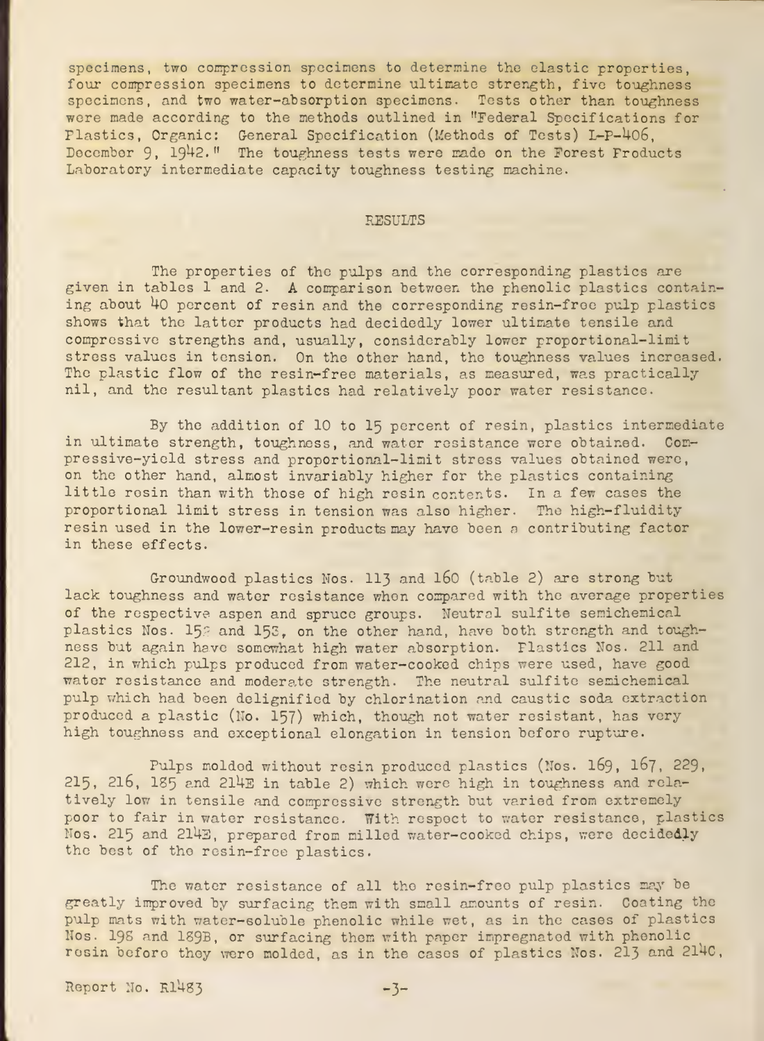specimens, two compression specimens to determine the elastic properties, four compression specimens to determine ultimate strength, five toughness specimens, and two water-absorption specimens. Tests other than toughness were made according to the methods outlined in "Federal Specifications for Plastics, Organic: General Specification (Methods of Tests) L-P-406, December 9, 1942." The toughness tests were made on the Forest Products Laboratory intermediate capacity toughness testing machine.

## RESULTS

The properties of the pulps and the corresponding plastics are given in tables 1 and 2. A comparison between the phenolic plastics containing about 40 percent of resin and the corresponding resin-free pulp plastics shows that the latter products had decidedly lower ultimate tensile and compressive strengths and, usually, considerably lower proportional-limit stress values in tension. On the other hand, the toughness values increased. The plastic flow of the resin-free materials, as measured, was practically nil, and the resultant plastics had relatively poor water resistance.

By the addition of 10 to 15 percent of resin, plastics intermediate in ultimate strength, toughness, and water resistance were obtained. Compressive-yield stress and proportional-limit stress values obtained were, on the other hand, almost invariably higher for the plastics containing little resin than with those of high resin contents. In a few cases the proportional limit stress in tension was also higher. The high-fluidity resin used in the lower-resin products may have been a contributing factor in these effects.

Groundwood plastics Nos. 113 and 160 (table 2) are strong but lack toughness and water resistance when compared with the average properties of the respective aspen and spruce groups. Neutral sulfite semichemical plastics Nos. 152 and 153, on the other hand, have both strength and toughness but again have somewhat high water absorption. Plastics Nos. 211 and 212, in which pulps produced from water-cooked chips were used, have good water resistance and moderate strength. The neutral sulfite semichemical pulp which had been delignified by chlorination and caustic soda extraction produced a plastic (No. 157) which, though not water resistant, has very high toughness and exceptional elongation in tension before rupture.

Pulps molded without resin produced plastics (Nos. 169, 167, 229, 215, 216, 185 and 214E in table 2) which were high in toughness and relatively low in tensile and compressive strength but varied from extremely poor to fair in water resistance. With respect to water resistance, plastics Nos. 215 and 214E, prepared from milled water-cooked chips, were decidedly the best of the resin-free plastics.

The water resistance of all the resin-free pulp plastics may be greatly improved by surfacing them with small amounts of resin. Coating the pulp mats with water-soluble phenolic while wet, as in the cases of plastics Nos. 198 and 189B, or surfacing them with paper impregnated with phenolic resin before they were molded, as in the cases of plastics Nos. 213 and 214C,

Report No. R1483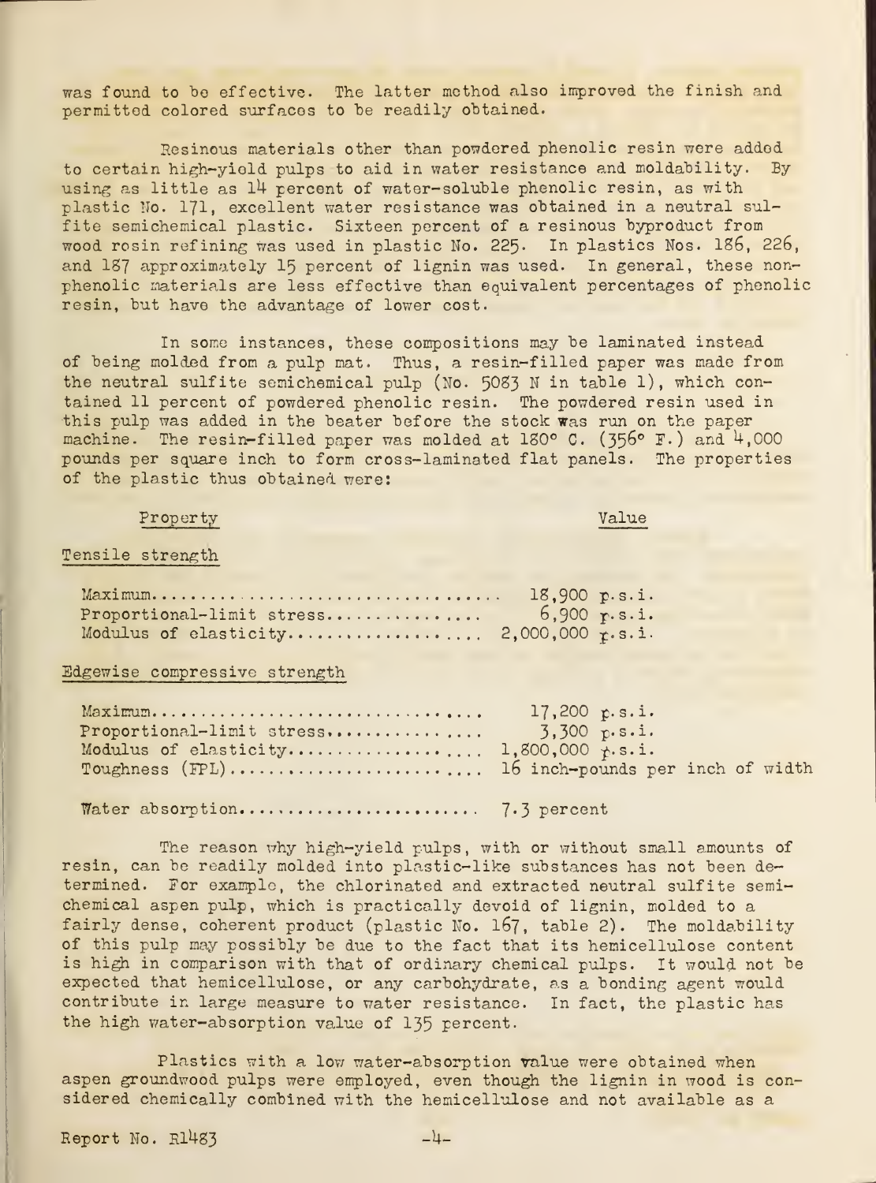was found to be effective. The latter method also improved the finish and permitted colored surfaces to be readily obtained.

Resinous materials other than powdered phenolic resin were added to certain high-yield pulps to aid in water resistance and moldability. By using as little as 14 percent of water-soluble phenolic resin, as with plastic No. 171, excellent water resistance was obtained in a neutral sulfite semichemical plastic. Sixteen percent of a resinous byproduct from wood rosin refining was used in plastic No. 225. In plastics Nos. 186, 226, and 187 approximately 15 percent of lignin was used. In general, these nonphenolic materials are less effective than equivalent percentages of phenolic resin, but have the advantage of lower cost.

In some instances, these compositions may be laminated instead of being molded from a pulp mat. Thus, a resin-filled paper was made from the neutral sulfite semichemical pulp (No. 5083 N in table 1), which contained 11 percent of powdered phenolic resin. The powdered resin used in this pulp was added in the beater before the stock was run on the paper machine. The resin-filled paper was molded at 180° C. (356° F.) and 4,000 pounds per square inch to form cross-laminated flat panels. The properties of the plastic thus obtained were:

| Property | Value |
|---|---|
| Tensile strength | |
| Maximum | 18,900 p.s.i. |
| Proportional-limit stress | 6,900 p.s.i. |
| Modulus of elasticity | 2,000,000 p.s.i. |
| Edgewise compressive strength | |
| Maximum | 17,200 p.s.i. |
| Proportional-limit stress | 3,300 p.s.i. |
| Modulus of elasticity | 1,800,000 p.s.i. |
| Toughness (FPL) | 16 inch-pounds per inch of width |
| Water absorption | 7.3 percent |

The reason why high-yield pulps, with or without small amounts of resin, can be readily molded into plastic-like substances has not been determined. For example, the chlorinated and extracted neutral sulfite semichemical aspen pulp, which is practically devoid of lignin, molded to a fairly dense, coherent product (plastic No. 167, table 2). The moldability of this pulp may possibly be due to the fact that its hemicellulose content is high in comparison with that of ordinary chemical pulps. It would not be expected that hemicellulose, or any carbohydrate, as a bonding agent would contribute in large measure to water resistance. In fact, the plastic has the high water-absorption value of 135 percent.

Plastics with a low water-absorption value were obtained when aspen groundwood pulps were employed, even though the lignin in wood is considered chemically combined with the hemicellulose and not available as a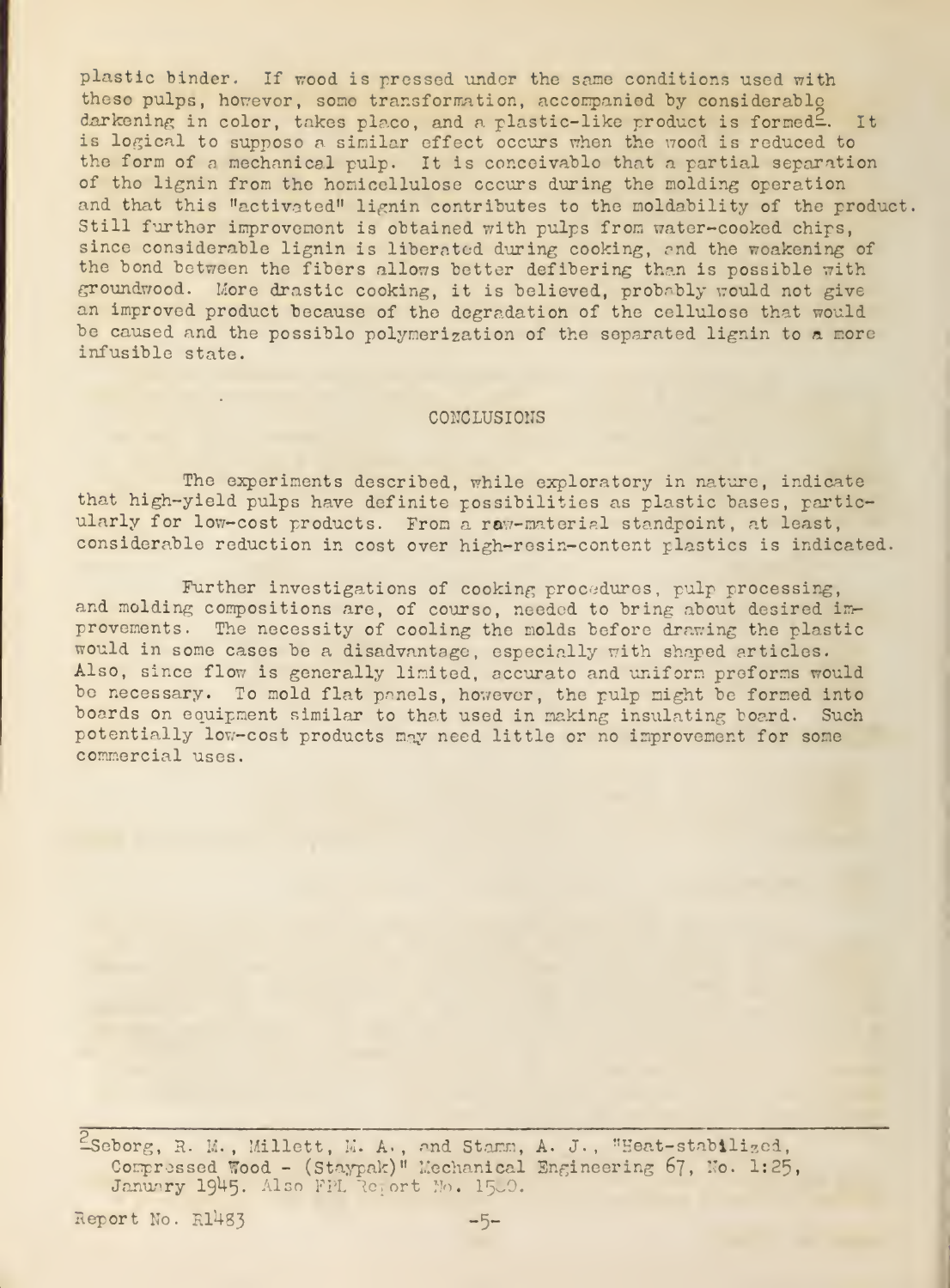plastic binder. If wood is pressed under the same conditions used with these pulps, however, some transformation, accompanied by considerable darkening in color, takes place, and a plastic-like product is formed[2]. It is logical to suppose a similar effect occurs when the wood is reduced to the form of a mechanical pulp. It is conceivable that a partial separation of the lignin from the hemicellulose occurs during the molding operation and that this "activated" lignin contributes to the moldability of the product. Still further improvement is obtained with pulps from water-cooked chips, since considerable lignin is liberated during cooking, and the weakening of the bond between the fibers allows better defibering than is possible with groundwood. More drastic cooking, it is believed, probably would not give an improved product because of the degradation of the cellulose that would be caused and the possible polymerization of the separated lignin to a more infusible state.

## CONCLUSIONS

The experiments described, while exploratory in nature, indicate that high-yield pulps have definite possibilities as plastic bases, particularly for low-cost products. From a raw-material standpoint, at least, considerable reduction in cost over high-resin-content plastics is indicated.

Further investigations of cooking procedures, pulp processing, and molding compositions are, of course, needed to bring about desired improvements. The necessity of cooling the molds before drawing the plastic would in some cases be a disadvantage, especially with shaped articles. Also, since flow is generally limited, accurate and uniform preforms would be necessary. To mold flat panels, however, the pulp might be formed into boards on equipment similar to that used in making insulating board. Such potentially low-cost products may need little or no improvement for some commercial uses.

---

[2] Seborg, R. M., Millett, M. A., and Stamm, A. J., "Heat-stabilized, Compressed Wood - (Staypak)" Mechanical Engineering 67, No. 1:25, January 1945. Also FPL Report No. 1580.

Report No. R1483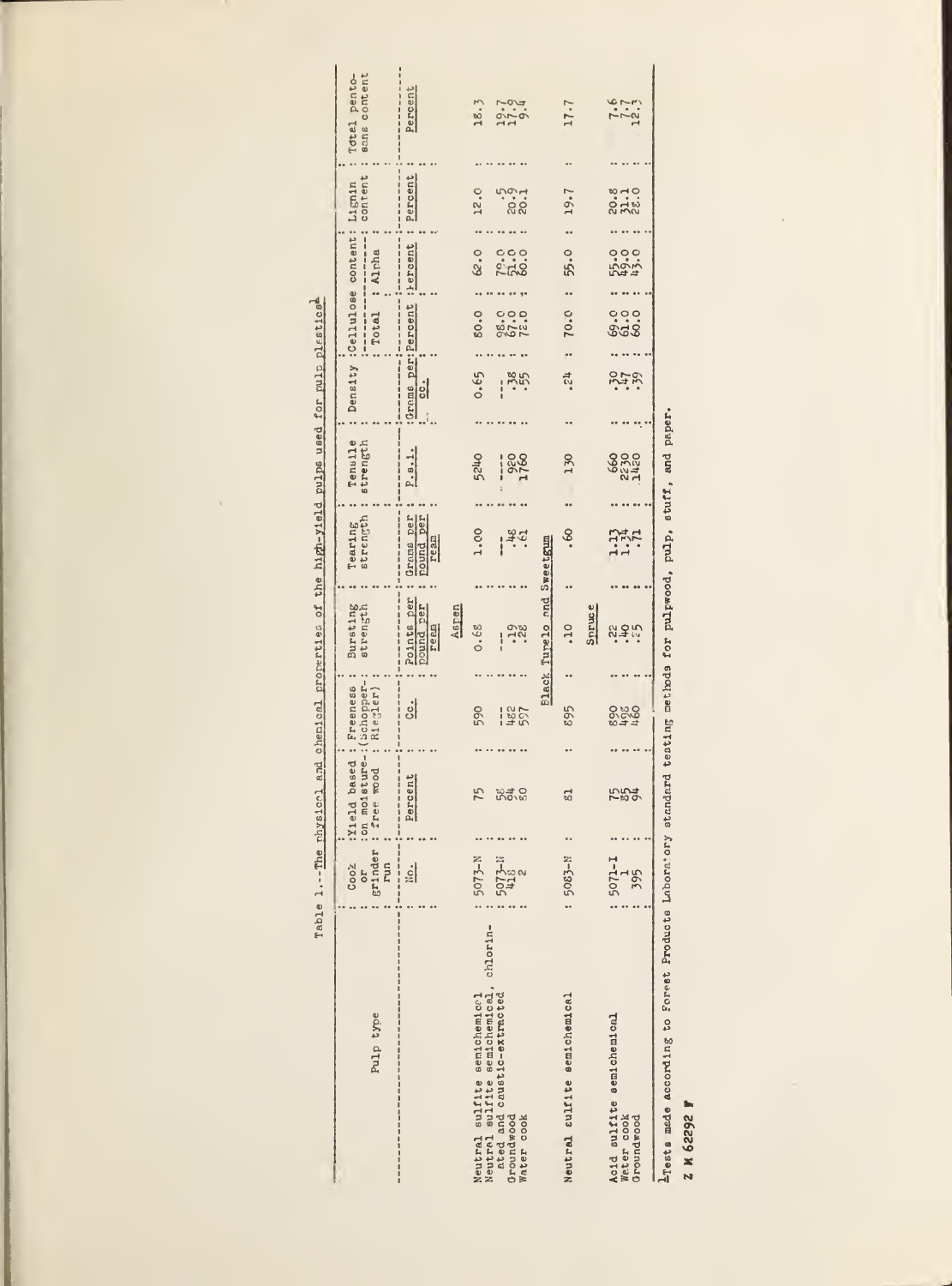Table 1.--The physical and chemical properties of the high-yield pulps used for pulp plastics[1]

| Pulp type | Cook or grinder run | Yield based on moisture-free wood | Freeness (Schopper-Riegler) | Bursting strength | Tearing strength | Tensile strength | Density | Cellulose content: Total | Cellulose content: Alpha | Lignin content | Total pentosans content |
|---|---|---|---|---|---|---|---|---|---|---|---|
| | No. | Percent | Cc. | Points per pound per ream | Grams per pound per ream | P.s.i. | Grams per cc. | Percent | Percent | Percent | Percent |
| **Aspen** | | | | | | | | | | | |
| Neutral sulfite semichemical | 5073-N | 75 | 590 | 0.68 | 1.00 | 5240 | 0.65 | 80.0 | 62.0 | 12.0 | 18.3 |
| Neutral sulfite semichemical, chlorinated and caustic-extracted | 5073-N | 56 | --- | --- | --- | --- | --- | 98.0 | 79.0 | .5 | 19.7 |
| Groundwood | 418 | 94 | 482 | .19 | .48 | 920 | .38 | 67.0 | 51.0 | 20.9 | 17.9 |
| Water cook | 2 | 80 | 597 | .28 | .61 | 1760 | .55 | 72.0 | 60.0 | 20.1 | 9.4 |
| **Black Tupelo and Sweetgum** | | | | | | | | | | | |
| Neutral sulfite semichemical | 5083-N | 81 | 895 | .10 | .60 | 130 | .24 | 70.0 | 55.0 | 19.7 | 17.7 |
| **Spruce** | | | | | | | | | | | |
| Acid sulfite semichemical | 5071-I | 75 | 890 | .22 | 1.13 | 660 | .30 | 69.0 | 55.0 | 20.8 | 7.6 |
| Water cook | 1 | 85 | 498 | .40 | 1.34 | 2230 | .47 | 61.0 | 49.0 | 31.1 | 7.7 |
| Groundwood | 395 | 94 | 460 | .25 | .71 | 1420 | .39 | 60.0 | 43.0 | 28.0 | 12.3 |

[1]Tests made according to Forest Products Laboratory standard testing methods for pulpwood, pulp, stuff, and paper.

Z M 62292 F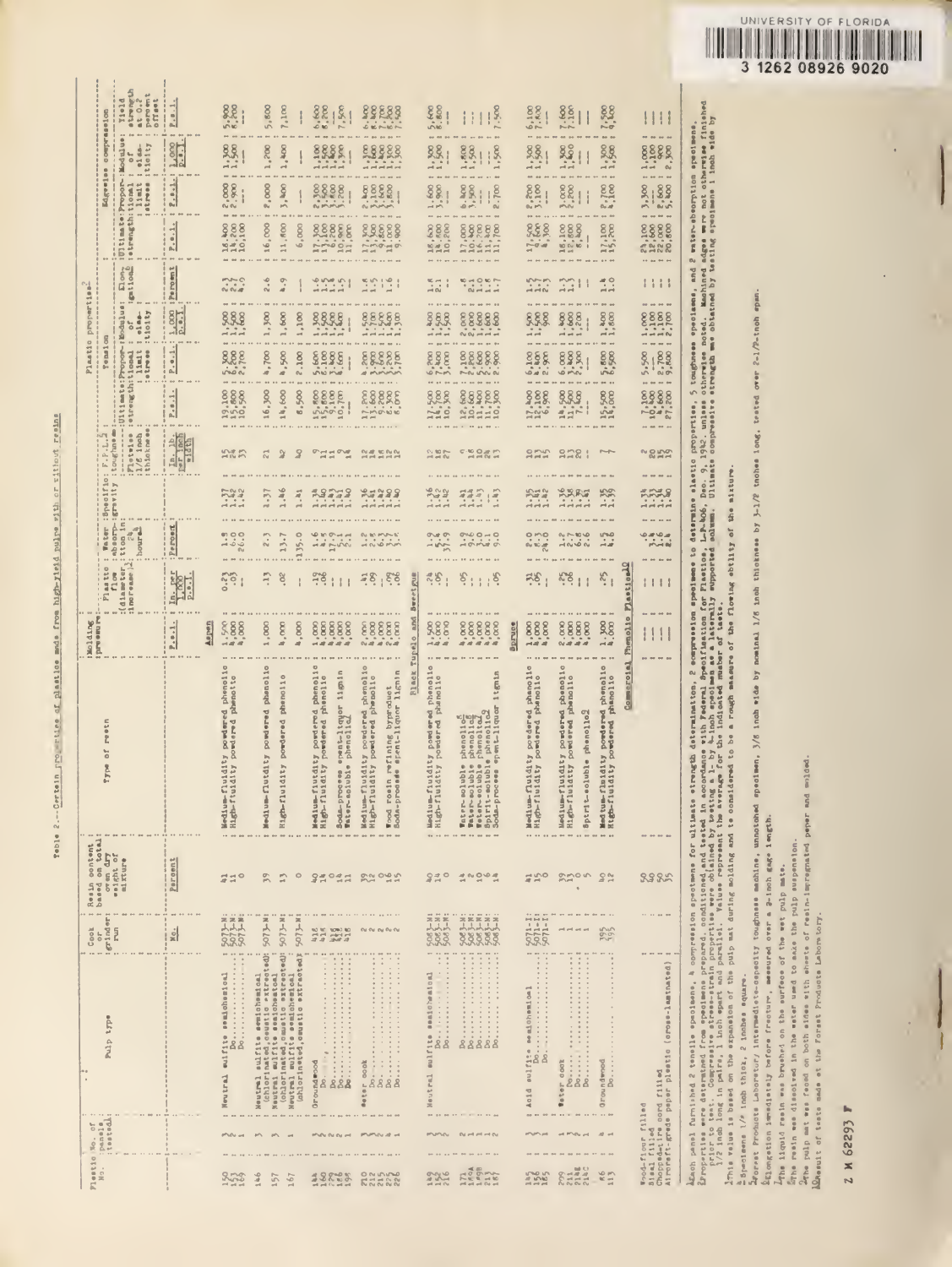Table 2.--Certain properties of plastics made from high-yield pulps with or without resins

| Plastic No. | No. of panels tested[1] | Pulp type | Cook or grinder run | Resin content based on total oven-dry weight of mixture | Type of resin | Molding pressure | Plastic flow (diameter increase)[3] | Water absorption (24 hours)[4] | Specific gravity | F.P.L.[5] toughness (1/8-inch thickness) | Plastic properties[2] | | | | | | | |
|---|---|---|---|---|---|---|---|---|---|---|---|---|---|---|---|---|---|---|
| | | | | | | | | | | | Tension | | | | Edgewise compression | | | |
| | | | | | | | | | | | Ultimate strength | Proportional limit stress | Modulus of elasticity | Elongation[6] | Ultimate strength | Proportional limit stress | Modulus of elasticity | Yield strength at 0.2 percent offset |
| | | | No. | Percent | | P.s.i. | In. per 1,000 p.s.i. | Percent | | In.-lb. per inch width | P.s.i. | P.s.i. | 1,000 p.s.i. | Percent | P.s.i. | P.s.i. | 1,000 p.s.i. | P.s.i. |
| | | | | | | **Aspen** | | | | | | | | | | | | |
| 150 | 2 | Neutral sulfite semichemical | 5073-N | 41 | Medium-fluidity powdered phenolic | 1,500 | 0.23 | 1.9 | 1.37 | 15 | 19,100 | 5,300 | 1,500 | 2.3 | 16,400 | 2,000 | 1,300 | 5,900 |
| 152 | 2 | Do. | 5073-N | 11 | High-fluidity powdered phenolic | 4,000 | .03 | 6.0 | 1.42 | 24 | 18,800 | 6,800 | 1,500 | 2.7 | 14,700 | 2,900 | 1,500 | 8,200 |
| 169 | 1 | Do. | 5073-N | 0 | | 4,000 | -- | 26.0 | 1.42 | 33 | 10,900 | 2,700 | 1,600 | 4.0 | 10,100 | --- | --- | --- |
| 146 | 3 | Neutral sulfite semichemical (chlorinated, caustic extracted) | 5073-N | 39 | Medium-fluidity powdered phenolic | 1,000 | .13 | 2.3 | 1.37 | 21 | 16,300 | 4,700 | 1,300 | 2.6 | 16,000 | 2,000 | 1,200 | 5,800 |
| 157 | 3 | Neutral sulfite semichemical (chlorinated, caustic extracted) | 5073-N | 13 | High-fluidity powdered phenolic | 4,000 | .02 | 13.7 | 1.46 | 42 | 16,600 | 4,500 | 1,600 | 4.9 | 11,600 | 3,400 | 1,400 | 7,100 |
| 167 | 1 | Neutral sulfite semichemical (chlorinated, caustic extracted) | 5073-N | 0 | | 4,000 | -- | 135.0 | 1.41 | 40 | 8,500 | 2,100 | 1,100 | --- | 6,000 | --- | --- | --- |
| 144 | 2 | Groundwood | 418 | 40 | Medium-fluidity powdered phenolic | 1,000 | .19 | 1.6 | 1.38 | 9 | 15,800 | 5,600 | 1,300 | 1.6 | 17,300 | 2,300 | 1,100 | 6,400 |
| 160 | 2 | Do. | 418 | 14 | High-fluidity powdered phenolic | 4,000 | .06 | 4.5 | 1.40 | 11 | 15,600 | 6,100 | 1,500 | 1.5 | 13,100 | 3,100 | 1,300 | 8,200 |
| 170 | 1 | Do. | 418 | 0 | | 4,000 | -- | 17.1 | 1.41 | 11 | 10,500 | 3,600 | 1,400 | 1.4 | 6,500 | 3,500 | 1,900 | 7,500 |
| 176 | 2 | Do. | 418 | 15 | Soda-process spent-liquor lignin | 4,000 | -- | 7.4 | 1.43 | 7 | 12,700 | 4,600 | 1,600 | 1.5 | 10,000 | 3,200 | 1,300 | 7,500 |
| 195 | 2 | Do. | 418 | 11 | Water-soluble phenolic[7] | 4,000 | -- | 5.1 | 1.40 | 14 | 11,000 | --- | --- | --- | 11,000 | --- | --- | --- |
| 210 | 2 | Water cook | 2 | 39 | Medium-fluidity powdered phenolic | 2,000 | .41 | 1.8 | 1.36 | 18 | 17,200 | 4,200 | 1,500 | 1.8 | 17,300 | 2,400 | 1,300 | 6,400 |
| 212 | 2 | Do. | 2 | 12 | High-fluidity powdered phenolic | 4,000 | .09 | 2.8 | 1.41 | 14 | 15,600 | 3,900 | 1,700 | 1.5 | 13,300 | 3,100 | 1,400 | 8,500 |
| 215 | 1 | Do. | 2 | 0 | | 4,000 | -- | 6.3 | 1.42 | 12 | 12,300 | 3,600 | 1,500 | 1.5 | 9,600 | 3,800 | 1,300 | 7,700 |
| 219 | 2 | Do. | 2 | 16 | Wood rosin refining byproduct | 4,000 | .29 | 3.3 | 1.36 | 12 | 11,800 | 3,300 | 1,500 | 1.6 | 11,000 | 3,300 | 1,400 | 7,300 |
| 226 | 1 | Do. | 2 | 15 | Soda-process spent-liquor lignin | 4,000 | .06 | 3.4 | 1.40 | 12 | 8,200 | 3,700 | 1,300 | -- | 9,900 | 3,500 | 1,300 | 7,800 |
| | | | | | | **Black Tupelo and Sweetgum** | | | | | | | | | | | | |
| 149 | 3 | Neutral sulfite semichemical | 5083-N | 40 | Medium-fluidity powdered phenolic | 1,500 | .29 | 1.9 | 1.36 | 12 | 17,500 | 6,200 | 1,400 | 1.8 | 18,600 | 1,600 | 1,300 | 5,600 |
| 158 | 3 | Do. | 5083-N | 14 | High-fluidity powdered phenolic | 4,000 | .05 | 4.7 | 1.42 | 18 | 16,400 | 5,700 | 1,500 | 2.1 | 16,400 | 3,900 | 1,500 | 8,800 |
| 166 | 1 | Do. | 5083-N | 0 | | 4,000 | -- | 37.9 | 1.42 | 27 | 10,400 | 3,700 | 1,500 | -- | 10,200 | --- | --- | --- |
| 171 | 2 | Do. | 5083-N | 14 | Water-soluble phenolic[6] | 4,000 | .05 | 2.7 | 1.41 | 6 | 12,600 | 7,100 | 2,000 | 1.8 | 17,000 | 6,300 | 1,800 | --- |
| 173A | 1 | Do. | 5083-N | 13 | Water-soluble phenolic[7] | 4,000 | -- | 2.9 | 1.44 | 18 | 12,500 | 3,300 | 1,600 | 2.1 | 16,900 | 4,400 | 1,600 | --- |
| 198A | 1 | Do. | 5083-N | 10 | Water-soluble phenolic[8] | 4,000 | -- | 3.0 | 1.33 | 10 | 11,400 | 5,800 | 1,600 | 1.0 | 14,700 | --- | --- | --- |
| 213 | 1 | Do. | 5083-N | 6 | Spirit-soluble phenolic[9] | 4,000 | -- | 4.1 | -- | 24 | 11,700 | 5,900 | 1,600 | 1.8 | 11,300 | --- | --- | --- |
| 187 | 2 | Do. | 5083-N | 14 | Soda-process spent-liquor lignin | 4,000 | .05 | 9.0 | 1.43 | 13 | 10,300 | 2,900 | 1,600 | 1.7 | 11,700 | 2,700 | 1,500 | 7,900 |
| | | | | | | **Spruce** | | | | | | | | | | | | |
| 185 | 3 | Acid sulfite semichemical | 5071-I | 41 | Medium-fluidity powdered phenolic | 1,000 | .31 | 2.0 | 1.35 | 10 | 17,800 | 6,100 | 1,500 | 1.5 | 17,500 | 2,800 | 1,300 | 6,100 |
| 158 | 3 | Do. | 5071-I | 15 | High-fluidity powdered phenolic | 4,000 | .05 | 6.3 | 1.41 | 13 | 15,100 | 4,400 | 1,500 | 1.7 | 8,400 | 3,100 | 1,500 | 7,400 |
| 165 | 1 | Do. | 5071-I | 0 | | 4,000 | -- | 24.0 | 1.42 | 15 | 6,900 | 2,900 | 900 | 2.3 | 4,300 | --- | --- | --- |
| 209 | 1 | Water cook | 1 | 39 | Medium-fluidity powdered phenolic | 2,000 | .25 | 1.2 | 1.36 | 10 | 18,500 | 6,000 | 1,400 | 1.3 | 18,100 | 3,000 | 1,300 | 7,600 |
| 211 | 3 | Do. | 1 | 13 | High-fluidity powdered phenolic | 4,000 | .08 | 2.7 | 1.38 | 13 | 13,900 | 3,400 | 1,600 | 1.3 | 13,800 | 2,200 | 1,400 | 7,100 |
| 214B | 1 | Do. | 1 | 5 | | 4,000 | -- | 6.8 | 1.38 | 20 | 7,400 | 3,300 | 1,200 | --- | 8,400 | --- | --- | --- |
| 214C | 1 | Do. | 1 | 5 | Spirit-soluble phenolic[9] | 4,000 | -- | 2.6 | 1.41 | -- | --- | --- | --- | --- | --- | --- | --- | --- |
| 86 | 4 | Groundwood | 395 | 40 | Medium-fluidity powdered phenolic | 1,300 | .25 | 1.5 | 1.35 | 7 | 15,500 | 5,800 | 1,400 | 1.4 | 17,100 | 2,700 | 1,300 | 7,500 |
| 113 | 2 | Do. | 395 | 12 | High-fluidity powdered phenolic | 4,000 | -- | 4.8 | 1.39 | 7 | 14,600 | 5,500 | 1,600 | 1.0 | 15,200 | 3,100 | 1,500 | 8,600 |
| | | | | | | **Commercial Phenolic Plastics[10]** | | | | | | | | | | | | |
| Wood-flour filled | | | | 50 | | --- | --- | .6 | 1.34 | .2 | 7,100 | 5,500 | 1,000 | --- | 25,100 | 3,300 | 1,000 | --- |
| Sisal filled | | | | 40 | | --- | --- | 1.6 | 1.37 | 8 | 10,400 | --- | 1,100 | --- | 23,600 | --- | 1,100 | --- |
| Chopped-fabric cord filled | | | | 50 | | --- | --- | 1.6 | 1.33 | 15 | 8,400 | 2,700 | 1,100 | --- | 22,000 | 2,900 | 900 | --- |
| Aircraft-grade paper plastic (cross-laminated) | | | | 35 | | --- | --- | .4 | 1.40 | 19 | 27,200 | 9,800 | 2,700 | --- | 20,600 | 5,400 | 2,300 | --- |

[1] Each panel furnished 2 tensile specimens, 4 compression specimens for ultimate strength determinations, 2 compression specimens to determine elastic properties, 5 toughness specimens, and 2 water-absorption specimens.

[2] Properties were determined from specimens prepared, conditioned, and tested in accordance with Federal Specification for Plastics, L-P-406, Dec. 9, 1942, unless otherwise noted. Machined edges were not otherwise finished prior to test. Compressive stress-strain properties were obtained by testing a 1- by 4-inch specimen in a laterally supported column. Ultimate compressive strength was obtained by testing specimens 1 inch wide by 1/2 inch long in ... Values represent the average for the indicated number of tests.

[3] This value is based on the expansion of the pulp mat during molding and is considered to be a rough measure of the flowing ability of the mixture.

[4] Specimens 1/8 inch thick, 2 inches square.

[5] Forest Products Laboratory intermediate-capacity toughness machine, unnotched specimen, 3/8 inch wide by nominal 1/8 inch thickness by 3-1/2 inches long, tested over 2-1/2-inch span.

[6] Elongation immediately before fracture, measured over a 2-inch gage length.

[7] The liquid resin was brushed on the surface of the wet pulp mats.

[8] The resin was dissolved in the water used to make the pulp suspension.

[9] The pulp mat was faced on both sides with sheets of resin-impregnated paper and molded.

[10] Result of tests made at the Forest Products Laboratory.

Z M 62293 F